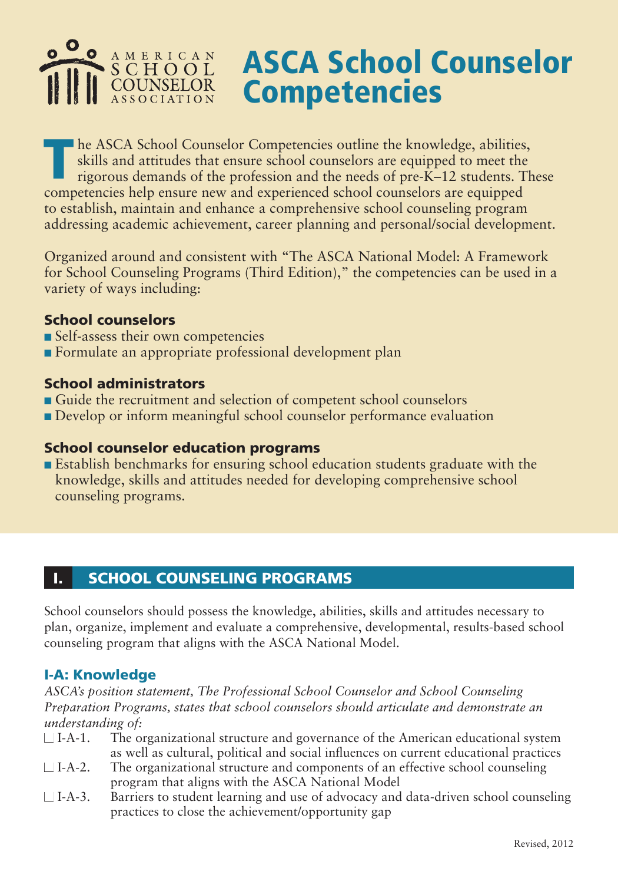# ASCA School Counselor Competencies

The ASCA School Counselor Competencies outline the knowledge, abilities, skills and attitudes that ensure school counselors are equipped to meet the rigorous demands of the profession and the needs of pre-K–12 students. These competencies help ensure new and experienced school counselors are equipped to establish, maintain and enhance a comprehensive school counseling program addressing academic achievement, career planning and personal/social development.

Organized around and consistent with "The ASCA National Model: A Framework for School Counseling Programs (Third Edition)," the competencies can be used in a variety of ways including:

### School counselors

- Self-assess their own competencies
- Formulate an appropriate professional development plan

### School administrators

- Guide the recruitment and selection of competent school counselors
- Develop or inform meaningful school counselor performance evaluation

### School counselor education programs

- Establish benchmarks for ensuring school education students graduate with the knowledge, skills and attitudes needed for developing comprehensive school counseling programs.

## I. SCHOOL COUNSELING PROGRAMS

School counselors should possess the knowledge, abilities, skills and attitudes necessary to plan, organize, implement and evaluate a comprehensive, developmental, results-based school counseling program that aligns with the ASCA National Model.

### I-A: Knowledge

*ASCA's position statement, The Professional School Counselor and School Counseling Preparation Programs, states that school counselors should articulate and demonstrate an understanding of:*

- ☐ I-A-1. The organizational structure and governance of the American educational system as well as cultural, political and social influences on current educational practices
- ☐ I-A-2. The organizational structure and components of an effective school counseling program that aligns with the ASCA National Model
- ☐ I-A-3. Barriers to student learning and use of advocacy and data-driven school counseling practices to close the achievement/opportunity gap

Revised, 2012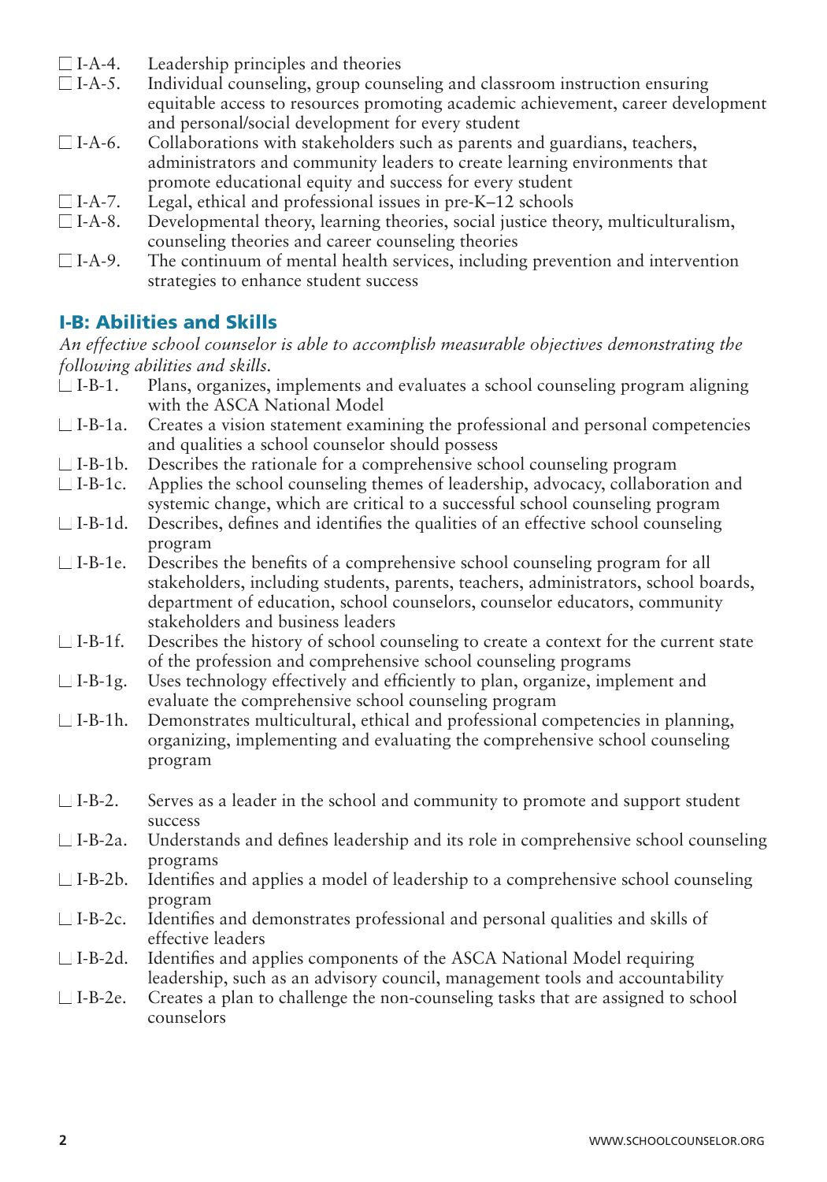- ☐ I-A-4. Leadership principles and theories
- ☐ I-A-5. Individual counseling, group counseling and classroom instruction ensuring equitable access to resources promoting academic achievement, career development and personal/social development for every student
- ☐ I-A-6. Collaborations with stakeholders such as parents and guardians, teachers, administrators and community leaders to create learning environments that promote educational equity and success for every student
- ☐ I-A-7. Legal, ethical and professional issues in pre-K–12 schools
- ☐ I-A-8. Developmental theory, learning theories, social justice theory, multiculturalism, counseling theories and career counseling theories
- ☐ I-A-9. The continuum of mental health services, including prevention and intervention strategies to enhance student success

## I-B: Abilities and Skills

*An effective school counselor is able to accomplish measurable objectives demonstrating the following abilities and skills.*

- ☐ I-B-1. Plans, organizes, implements and evaluates a school counseling program aligning with the ASCA National Model
- ☐ I-B-1a. Creates a vision statement examining the professional and personal competencies and qualities a school counselor should possess
- ☐ I-B-1b. Describes the rationale for a comprehensive school counseling program
- ☐ I-B-1c. Applies the school counseling themes of leadership, advocacy, collaboration and systemic change, which are critical to a successful school counseling program
- ☐ I-B-1d. Describes, defines and identifies the qualities of an effective school counseling program
- ☐ I-B-1e. Describes the benefits of a comprehensive school counseling program for all stakeholders, including students, parents, teachers, administrators, school boards, department of education, school counselors, counselor educators, community stakeholders and business leaders
- ☐ I-B-1f. Describes the history of school counseling to create a context for the current state of the profession and comprehensive school counseling programs
- ☐ I-B-1g. Uses technology effectively and efficiently to plan, organize, implement and evaluate the comprehensive school counseling program
- ☐ I-B-1h. Demonstrates multicultural, ethical and professional competencies in planning, organizing, implementing and evaluating the comprehensive school counseling program

- ☐ I-B-2. Serves as a leader in the school and community to promote and support student success
- ☐ I-B-2a. Understands and defines leadership and its role in comprehensive school counseling programs
- ☐ I-B-2b. Identifies and applies a model of leadership to a comprehensive school counseling program
- ☐ I-B-2c. Identifies and demonstrates professional and personal qualities and skills of effective leaders
- ☐ I-B-2d. Identifies and applies components of the ASCA National Model requiring leadership, such as an advisory council, management tools and accountability
- ☐ I-B-2e. Creates a plan to challenge the non-counseling tasks that are assigned to school counselors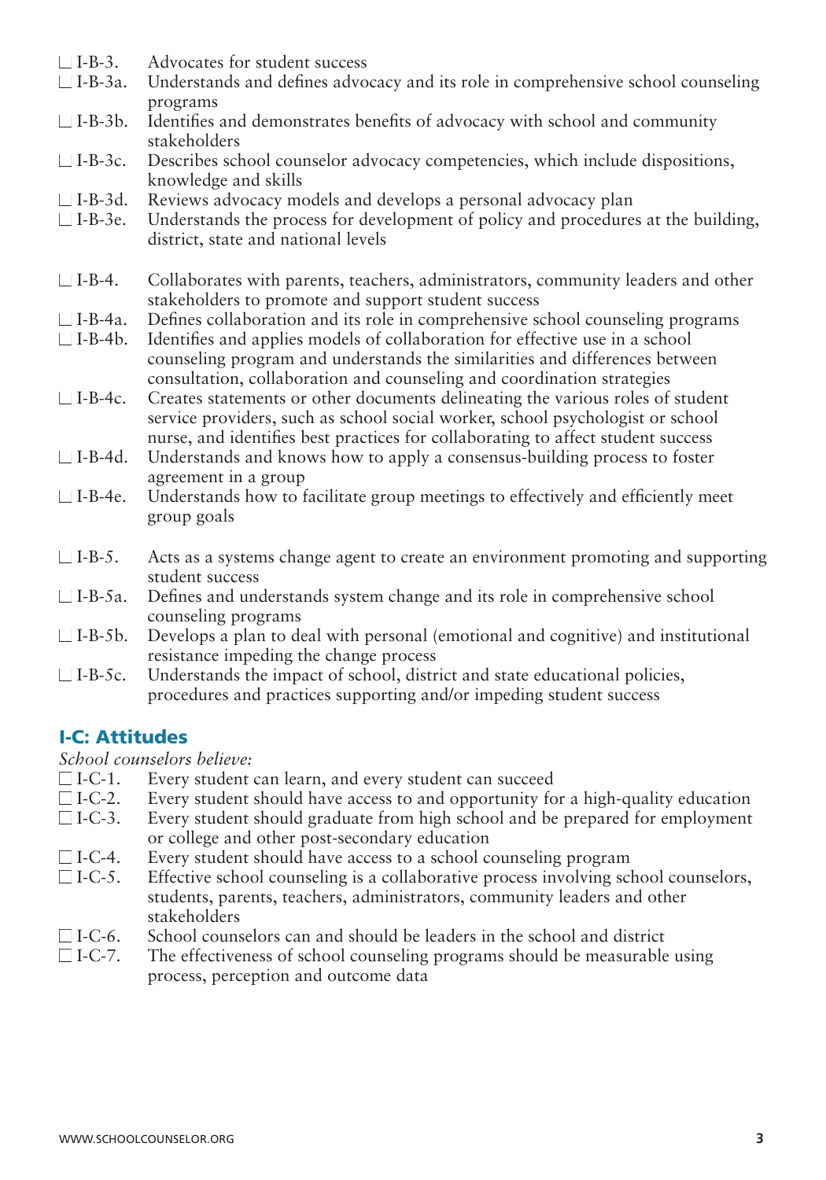- ☐ I-B-3. Advocates for student success
- ☐ I-B-3a. Understands and defines advocacy and its role in comprehensive school counseling programs
- ☐ I-B-3b. Identifies and demonstrates benefits of advocacy with school and community stakeholders
- ☐ I-B-3c. Describes school counselor advocacy competencies, which include dispositions, knowledge and skills
- ☐ I-B-3d. Reviews advocacy models and develops a personal advocacy plan
- ☐ I-B-3e. Understands the process for development of policy and procedures at the building, district, state and national levels

- ☐ I-B-4. Collaborates with parents, teachers, administrators, community leaders and other stakeholders to promote and support student success
- ☐ I-B-4a. Defines collaboration and its role in comprehensive school counseling programs
- ☐ I-B-4b. Identifies and applies models of collaboration for effective use in a school counseling program and understands the similarities and differences between consultation, collaboration and counseling and coordination strategies
- ☐ I-B-4c. Creates statements or other documents delineating the various roles of student service providers, such as school social worker, school psychologist or school nurse, and identifies best practices for collaborating to affect student success
- ☐ I-B-4d. Understands and knows how to apply a consensus-building process to foster agreement in a group
- ☐ I-B-4e. Understands how to facilitate group meetings to effectively and efficiently meet group goals

- ☐ I-B-5. Acts as a systems change agent to create an environment promoting and supporting student success
- ☐ I-B-5a. Defines and understands system change and its role in comprehensive school counseling programs
- ☐ I-B-5b. Develops a plan to deal with personal (emotional and cognitive) and institutional resistance impeding the change process
- ☐ I-B-5c. Understands the impact of school, district and state educational policies, procedures and practices supporting and/or impeding student success

## I-C: Attitudes

*School counselors believe:*

- ☐ I-C-1. Every student can learn, and every student can succeed
- ☐ I-C-2. Every student should have access to and opportunity for a high-quality education
- ☐ I-C-3. Every student should graduate from high school and be prepared for employment or college and other post-secondary education
- ☐ I-C-4. Every student should have access to a school counseling program
- ☐ I-C-5. Effective school counseling is a collaborative process involving school counselors, students, parents, teachers, administrators, community leaders and other stakeholders
- ☐ I-C-6. School counselors can and should be leaders in the school and district
- ☐ I-C-7. The effectiveness of school counseling programs should be measurable using process, perception and outcome data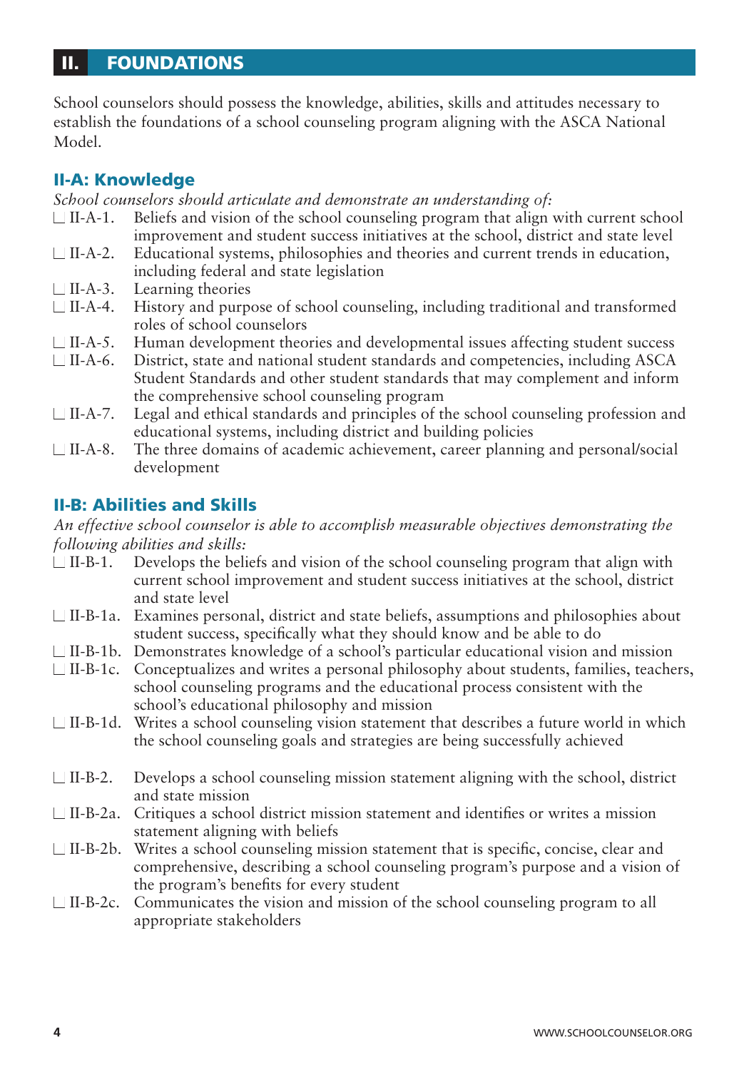## II. FOUNDATIONS

School counselors should possess the knowledge, abilities, skills and attitudes necessary to establish the foundations of a school counseling program aligning with the ASCA National Model.

### II-A: Knowledge

*School counselors should articulate and demonstrate an understanding of:*

- ☐ II-A-1. Beliefs and vision of the school counseling program that align with current school improvement and student success initiatives at the school, district and state level
- ☐ II-A-2. Educational systems, philosophies and theories and current trends in education, including federal and state legislation
- ☐ II-A-3. Learning theories
- ☐ II-A-4. History and purpose of school counseling, including traditional and transformed roles of school counselors
- ☐ II-A-5. Human development theories and developmental issues affecting student success
- ☐ II-A-6. District, state and national student standards and competencies, including ASCA Student Standards and other student standards that may complement and inform the comprehensive school counseling program
- ☐ II-A-7. Legal and ethical standards and principles of the school counseling profession and educational systems, including district and building policies
- ☐ II-A-8. The three domains of academic achievement, career planning and personal/social development

### II-B: Abilities and Skills

*An effective school counselor is able to accomplish measurable objectives demonstrating the following abilities and skills:*

- ☐ II-B-1. Develops the beliefs and vision of the school counseling program that align with current school improvement and student success initiatives at the school, district and state level
- ☐ II-B-1a. Examines personal, district and state beliefs, assumptions and philosophies about student success, specifically what they should know and be able to do
- ☐ II-B-1b. Demonstrates knowledge of a school's particular educational vision and mission
- ☐ II-B-1c. Conceptualizes and writes a personal philosophy about students, families, teachers, school counseling programs and the educational process consistent with the school's educational philosophy and mission
- ☐ II-B-1d. Writes a school counseling vision statement that describes a future world in which the school counseling goals and strategies are being successfully achieved

- ☐ II-B-2. Develops a school counseling mission statement aligning with the school, district and state mission
- ☐ II-B-2a. Critiques a school district mission statement and identifies or writes a mission statement aligning with beliefs
- ☐ II-B-2b. Writes a school counseling mission statement that is specific, concise, clear and comprehensive, describing a school counseling program's purpose and a vision of the program's benefits for every student
- ☐ II-B-2c. Communicates the vision and mission of the school counseling program to all appropriate stakeholders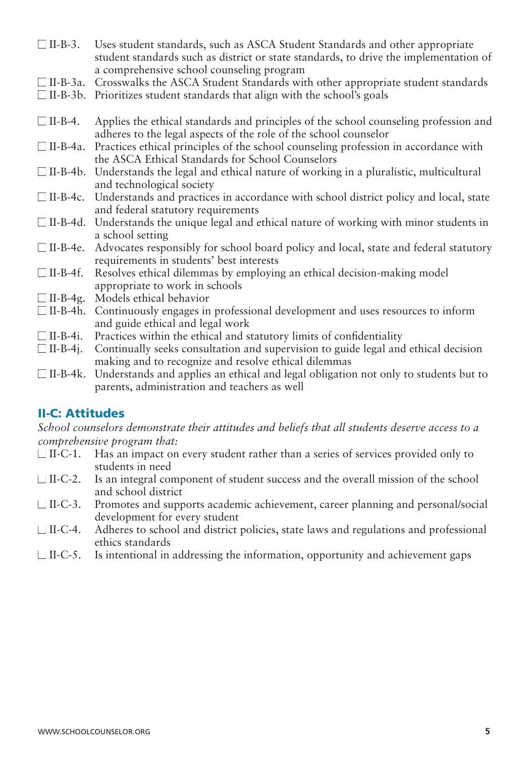- ☐ II-B-3. Uses student standards, such as ASCA Student Standards and other appropriate student standards such as district or state standards, to drive the implementation of a comprehensive school counseling program
- ☐ II-B-3a. Crosswalks the ASCA Student Standards with other appropriate student standards
- ☐ II-B-3b. Prioritizes student standards that align with the school's goals

- ☐ II-B-4. Applies the ethical standards and principles of the school counseling profession and adheres to the legal aspects of the role of the school counselor
- ☐ II-B-4a. Practices ethical principles of the school counseling profession in accordance with the ASCA Ethical Standards for School Counselors
- ☐ II-B-4b. Understands the legal and ethical nature of working in a pluralistic, multicultural and technological society
- ☐ II-B-4c. Understands and practices in accordance with school district policy and local, state and federal statutory requirements
- ☐ II-B-4d. Understands the unique legal and ethical nature of working with minor students in a school setting
- ☐ II-B-4e. Advocates responsibly for school board policy and local, state and federal statutory requirements in students' best interests
- ☐ II-B-4f. Resolves ethical dilemmas by employing an ethical decision-making model appropriate to work in schools
- ☐ II-B-4g. Models ethical behavior
- ☐ II-B-4h. Continuously engages in professional development and uses resources to inform and guide ethical and legal work
- ☐ II-B-4i. Practices within the ethical and statutory limits of confidentiality
- ☐ II-B-4j. Continually seeks consultation and supervision to guide legal and ethical decision making and to recognize and resolve ethical dilemmas
- ☐ II-B-4k. Understands and applies an ethical and legal obligation not only to students but to parents, administration and teachers as well

## II-C: Attitudes

*School counselors demonstrate their attitudes and beliefs that all students deserve access to a comprehensive program that:*

- ☐ II-C-1. Has an impact on every student rather than a series of services provided only to students in need
- ☐ II-C-2. Is an integral component of student success and the overall mission of the school and school district
- ☐ II-C-3. Promotes and supports academic achievement, career planning and personal/social development for every student
- ☐ II-C-4. Adheres to school and district policies, state laws and regulations and professional ethics standards
- ☐ II-C-5. Is intentional in addressing the information, opportunity and achievement gaps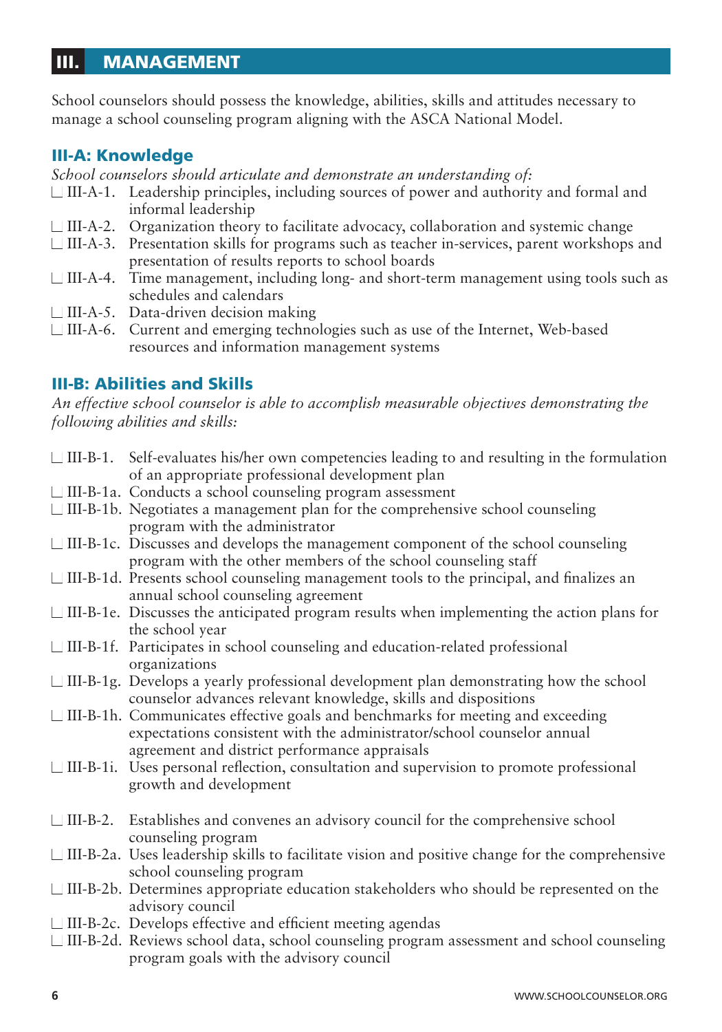## III. MANAGEMENT

School counselors should possess the knowledge, abilities, skills and attitudes necessary to manage a school counseling program aligning with the ASCA National Model.

### III-A: Knowledge

*School counselors should articulate and demonstrate an understanding of:*

- ☐ III-A-1. Leadership principles, including sources of power and authority and formal and informal leadership
- ☐ III-A-2. Organization theory to facilitate advocacy, collaboration and systemic change
- ☐ III-A-3. Presentation skills for programs such as teacher in-services, parent workshops and presentation of results reports to school boards
- ☐ III-A-4. Time management, including long- and short-term management using tools such as schedules and calendars
- ☐ III-A-5. Data-driven decision making
- ☐ III-A-6. Current and emerging technologies such as use of the Internet, Web-based resources and information management systems

### III-B: Abilities and Skills

*An effective school counselor is able to accomplish measurable objectives demonstrating the following abilities and skills:*

- ☐ III-B-1. Self-evaluates his/her own competencies leading to and resulting in the formulation of an appropriate professional development plan
- ☐ III-B-1a. Conducts a school counseling program assessment
- ☐ III-B-1b. Negotiates a management plan for the comprehensive school counseling program with the administrator
- ☐ III-B-1c. Discusses and develops the management component of the school counseling program with the other members of the school counseling staff
- ☐ III-B-1d. Presents school counseling management tools to the principal, and finalizes an annual school counseling agreement
- ☐ III-B-1e. Discusses the anticipated program results when implementing the action plans for the school year
- ☐ III-B-1f. Participates in school counseling and education-related professional organizations
- ☐ III-B-1g. Develops a yearly professional development plan demonstrating how the school counselor advances relevant knowledge, skills and dispositions
- ☐ III-B-1h. Communicates effective goals and benchmarks for meeting and exceeding expectations consistent with the administrator/school counselor annual agreement and district performance appraisals
- ☐ III-B-1i. Uses personal reflection, consultation and supervision to promote professional growth and development

- ☐ III-B-2. Establishes and convenes an advisory council for the comprehensive school counseling program
- ☐ III-B-2a. Uses leadership skills to facilitate vision and positive change for the comprehensive school counseling program
- ☐ III-B-2b. Determines appropriate education stakeholders who should be represented on the advisory council
- ☐ III-B-2c. Develops effective and efficient meeting agendas
- ☐ III-B-2d. Reviews school data, school counseling program assessment and school counseling program goals with the advisory council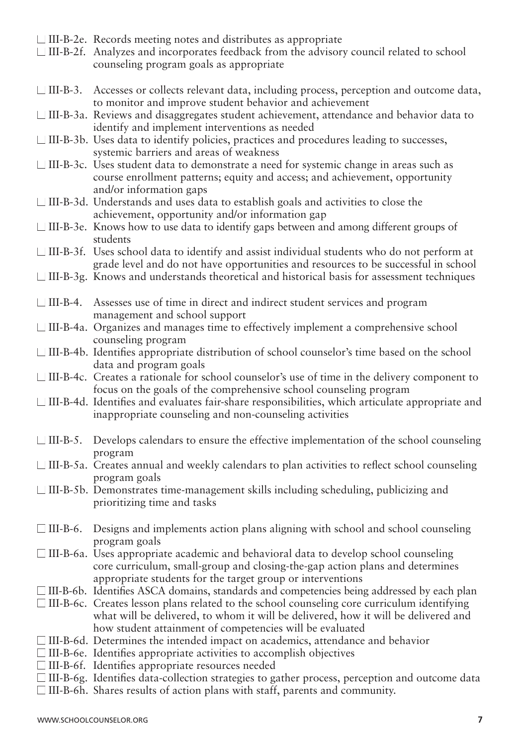- ☐ III-B-2e. Records meeting notes and distributes as appropriate
- ☐ III-B-2f. Analyzes and incorporates feedback from the advisory council related to school counseling program goals as appropriate

- ☐ III-B-3. Accesses or collects relevant data, including process, perception and outcome data, to monitor and improve student behavior and achievement
- ☐ III-B-3a. Reviews and disaggregates student achievement, attendance and behavior data to identify and implement interventions as needed
- ☐ III-B-3b. Uses data to identify policies, practices and procedures leading to successes, systemic barriers and areas of weakness
- ☐ III-B-3c. Uses student data to demonstrate a need for systemic change in areas such as course enrollment patterns; equity and access; and achievement, opportunity and/or information gaps
- ☐ III-B-3d. Understands and uses data to establish goals and activities to close the achievement, opportunity and/or information gap
- ☐ III-B-3e. Knows how to use data to identify gaps between and among different groups of students
- ☐ III-B-3f. Uses school data to identify and assist individual students who do not perform at grade level and do not have opportunities and resources to be successful in school
- ☐ III-B-3g. Knows and understands theoretical and historical basis for assessment techniques

- ☐ III-B-4. Assesses use of time in direct and indirect student services and program management and school support
- ☐ III-B-4a. Organizes and manages time to effectively implement a comprehensive school counseling program
- ☐ III-B-4b. Identifies appropriate distribution of school counselor's time based on the school data and program goals
- ☐ III-B-4c. Creates a rationale for school counselor's use of time in the delivery component to focus on the goals of the comprehensive school counseling program
- ☐ III-B-4d. Identifies and evaluates fair-share responsibilities, which articulate appropriate and inappropriate counseling and non-counseling activities

- ☐ III-B-5. Develops calendars to ensure the effective implementation of the school counseling program
- ☐ III-B-5a. Creates annual and weekly calendars to plan activities to reflect school counseling program goals
- ☐ III-B-5b. Demonstrates time-management skills including scheduling, publicizing and prioritizing time and tasks

- ☐ III-B-6. Designs and implements action plans aligning with school and school counseling program goals
- ☐ III-B-6a. Uses appropriate academic and behavioral data to develop school counseling core curriculum, small-group and closing-the-gap action plans and determines appropriate students for the target group or interventions
- ☐ III-B-6b. Identifies ASCA domains, standards and competencies being addressed by each plan
- ☐ III-B-6c. Creates lesson plans related to the school counseling core curriculum identifying what will be delivered, to whom it will be delivered, how it will be delivered and how student attainment of competencies will be evaluated
- ☐ III-B-6d. Determines the intended impact on academics, attendance and behavior
- ☐ III-B-6e. Identifies appropriate activities to accomplish objectives
- ☐ III-B-6f. Identifies appropriate resources needed
- ☐ III-B-6g. Identifies data-collection strategies to gather process, perception and outcome data
- ☐ III-B-6h. Shares results of action plans with staff, parents and community.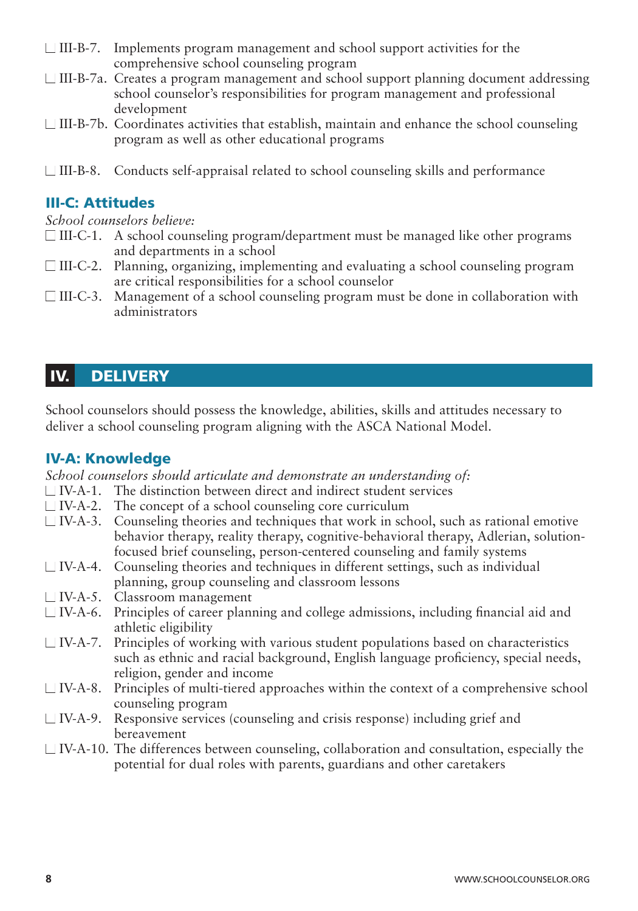- ☐ III-B-7. Implements program management and school support activities for the comprehensive school counseling program
- ☐ III-B-7a. Creates a program management and school support planning document addressing school counselor's responsibilities for program management and professional development
- ☐ III-B-7b. Coordinates activities that establish, maintain and enhance the school counseling program as well as other educational programs
- ☐ III-B-8. Conducts self-appraisal related to school counseling skills and performance

### III-C: Attitudes

*School counselors believe:*

- ☐ III-C-1. A school counseling program/department must be managed like other programs and departments in a school
- ☐ III-C-2. Planning, organizing, implementing and evaluating a school counseling program are critical responsibilities for a school counselor
- ☐ III-C-3. Management of a school counseling program must be done in collaboration with administrators

## IV. DELIVERY

School counselors should possess the knowledge, abilities, skills and attitudes necessary to deliver a school counseling program aligning with the ASCA National Model.

### IV-A: Knowledge

*School counselors should articulate and demonstrate an understanding of:*

- ☐ IV-A-1. The distinction between direct and indirect student services
- ☐ IV-A-2. The concept of a school counseling core curriculum
- ☐ IV-A-3. Counseling theories and techniques that work in school, such as rational emotive behavior therapy, reality therapy, cognitive-behavioral therapy, Adlerian, solution-focused brief counseling, person-centered counseling and family systems
- ☐ IV-A-4. Counseling theories and techniques in different settings, such as individual planning, group counseling and classroom lessons
- ☐ IV-A-5. Classroom management
- ☐ IV-A-6. Principles of career planning and college admissions, including financial aid and athletic eligibility
- ☐ IV-A-7. Principles of working with various student populations based on characteristics such as ethnic and racial background, English language proficiency, special needs, religion, gender and income
- ☐ IV-A-8. Principles of multi-tiered approaches within the context of a comprehensive school counseling program
- ☐ IV-A-9. Responsive services (counseling and crisis response) including grief and bereavement
- ☐ IV-A-10. The differences between counseling, collaboration and consultation, especially the potential for dual roles with parents, guardians and other caretakers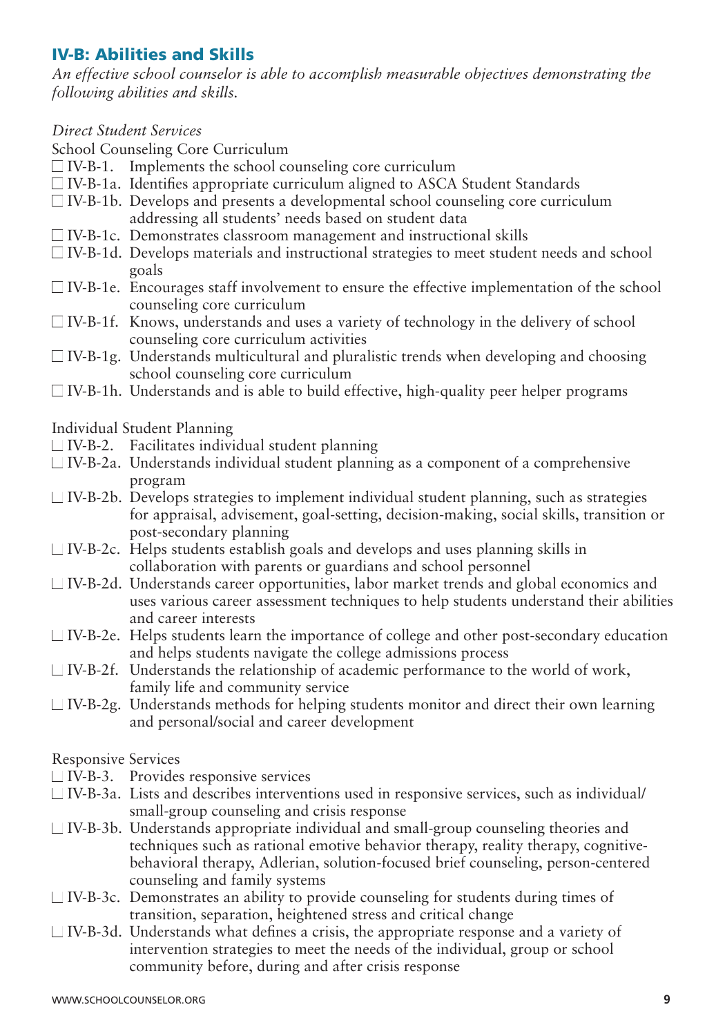## IV-B: Abilities and Skills

*An effective school counselor is able to accomplish measurable objectives demonstrating the following abilities and skills.*

*Direct Student Services*

School Counseling Core Curriculum

- ☐ IV-B-1. Implements the school counseling core curriculum
- ☐ IV-B-1a. Identifies appropriate curriculum aligned to ASCA Student Standards
- ☐ IV-B-1b. Develops and presents a developmental school counseling core curriculum addressing all students' needs based on student data
- ☐ IV-B-1c. Demonstrates classroom management and instructional skills
- ☐ IV-B-1d. Develops materials and instructional strategies to meet student needs and school goals
- ☐ IV-B-1e. Encourages staff involvement to ensure the effective implementation of the school counseling core curriculum
- ☐ IV-B-1f. Knows, understands and uses a variety of technology in the delivery of school counseling core curriculum activities
- ☐ IV-B-1g. Understands multicultural and pluralistic trends when developing and choosing school counseling core curriculum
- ☐ IV-B-1h. Understands and is able to build effective, high-quality peer helper programs

Individual Student Planning

- ☐ IV-B-2. Facilitates individual student planning
- ☐ IV-B-2a. Understands individual student planning as a component of a comprehensive program
- ☐ IV-B-2b. Develops strategies to implement individual student planning, such as strategies for appraisal, advisement, goal-setting, decision-making, social skills, transition or post-secondary planning
- ☐ IV-B-2c. Helps students establish goals and develops and uses planning skills in collaboration with parents or guardians and school personnel
- ☐ IV-B-2d. Understands career opportunities, labor market trends and global economics and uses various career assessment techniques to help students understand their abilities and career interests
- ☐ IV-B-2e. Helps students learn the importance of college and other post-secondary education and helps students navigate the college admissions process
- ☐ IV-B-2f. Understands the relationship of academic performance to the world of work, family life and community service
- ☐ IV-B-2g. Understands methods for helping students monitor and direct their own learning and personal/social and career development

Responsive Services

- ☐ IV-B-3. Provides responsive services
- ☐ IV-B-3a. Lists and describes interventions used in responsive services, such as individual/small-group counseling and crisis response
- ☐ IV-B-3b. Understands appropriate individual and small-group counseling theories and techniques such as rational emotive behavior therapy, reality therapy, cognitive-behavioral therapy, Adlerian, solution-focused brief counseling, person-centered counseling and family systems
- ☐ IV-B-3c. Demonstrates an ability to provide counseling for students during times of transition, separation, heightened stress and critical change
- ☐ IV-B-3d. Understands what defines a crisis, the appropriate response and a variety of intervention strategies to meet the needs of the individual, group or school community before, during and after crisis response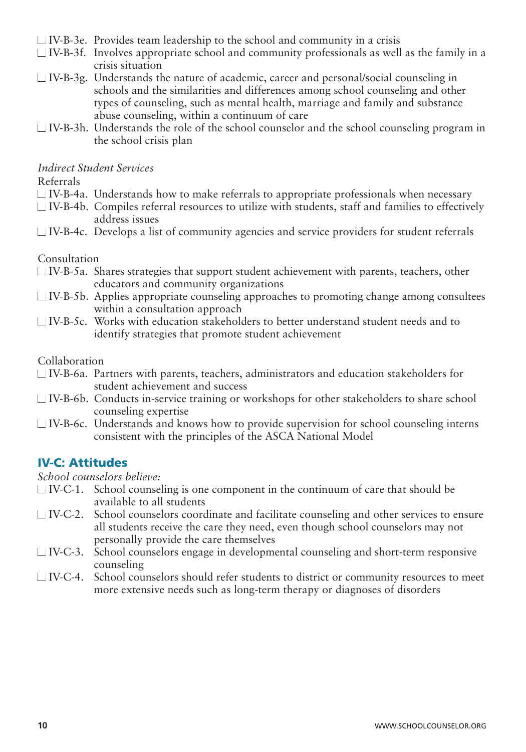- ☐ IV-B-3e. Provides team leadership to the school and community in a crisis
- ☐ IV-B-3f. Involves appropriate school and community professionals as well as the family in a crisis situation
- ☐ IV-B-3g. Understands the nature of academic, career and personal/social counseling in schools and the similarities and differences among school counseling and other types of counseling, such as mental health, marriage and family and substance abuse counseling, within a continuum of care
- ☐ IV-B-3h. Understands the role of the school counselor and the school counseling program in the school crisis plan

*Indirect Student Services*

Referrals

- ☐ IV-B-4a. Understands how to make referrals to appropriate professionals when necessary
- ☐ IV-B-4b. Compiles referral resources to utilize with students, staff and families to effectively address issues
- ☐ IV-B-4c. Develops a list of community agencies and service providers for student referrals

Consultation

- ☐ IV-B-5a. Shares strategies that support student achievement with parents, teachers, other educators and community organizations
- ☐ IV-B-5b. Applies appropriate counseling approaches to promoting change among consultees within a consultation approach
- ☐ IV-B-5c. Works with education stakeholders to better understand student needs and to identify strategies that promote student achievement

Collaboration

- ☐ IV-B-6a. Partners with parents, teachers, administrators and education stakeholders for student achievement and success
- ☐ IV-B-6b. Conducts in-service training or workshops for other stakeholders to share school counseling expertise
- ☐ IV-B-6c. Understands and knows how to provide supervision for school counseling interns consistent with the principles of the ASCA National Model

## IV-C: Attitudes

*School counselors believe:*

- ☐ IV-C-1. School counseling is one component in the continuum of care that should be available to all students
- ☐ IV-C-2. School counselors coordinate and facilitate counseling and other services to ensure all students receive the care they need, even though school counselors may not personally provide the care themselves
- ☐ IV-C-3. School counselors engage in developmental counseling and short-term responsive counseling
- ☐ IV-C-4. School counselors should refer students to district or community resources to meet more extensive needs such as long-term therapy or diagnoses of disorders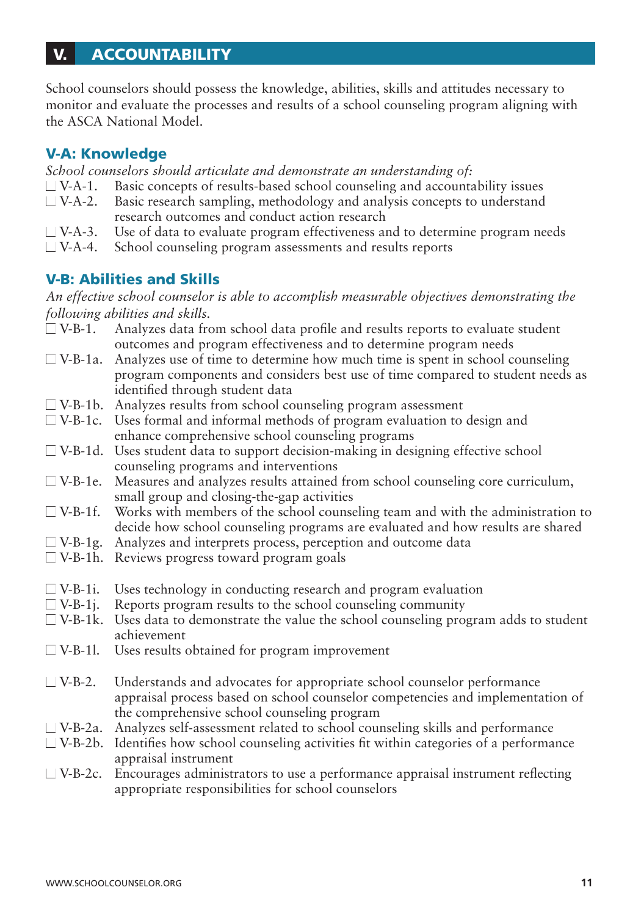## V. ACCOUNTABILITY

School counselors should possess the knowledge, abilities, skills and attitudes necessary to monitor and evaluate the processes and results of a school counseling program aligning with the ASCA National Model.

### V-A: Knowledge

*School counselors should articulate and demonstrate an understanding of:*

- ☐ V-A-1. Basic concepts of results-based school counseling and accountability issues
- ☐ V-A-2. Basic research sampling, methodology and analysis concepts to understand research outcomes and conduct action research
- ☐ V-A-3. Use of data to evaluate program effectiveness and to determine program needs
- ☐ V-A-4. School counseling program assessments and results reports

### V-B: Abilities and Skills

*An effective school counselor is able to accomplish measurable objectives demonstrating the following abilities and skills.*

- ☐ V-B-1. Analyzes data from school data profile and results reports to evaluate student outcomes and program effectiveness and to determine program needs
- ☐ V-B-1a. Analyzes use of time to determine how much time is spent in school counseling program components and considers best use of time compared to student needs as identified through student data
- ☐ V-B-1b. Analyzes results from school counseling program assessment
- ☐ V-B-1c. Uses formal and informal methods of program evaluation to design and enhance comprehensive school counseling programs
- ☐ V-B-1d. Uses student data to support decision-making in designing effective school counseling programs and interventions
- ☐ V-B-1e. Measures and analyzes results attained from school counseling core curriculum, small group and closing-the-gap activities
- ☐ V-B-1f. Works with members of the school counseling team and with the administration to decide how school counseling programs are evaluated and how results are shared
- ☐ V-B-1g. Analyzes and interprets process, perception and outcome data
- ☐ V-B-1h. Reviews progress toward program goals
- ☐ V-B-1i. Uses technology in conducting research and program evaluation
- ☐ V-B-1j. Reports program results to the school counseling community
- ☐ V-B-1k. Uses data to demonstrate the value the school counseling program adds to student achievement
- ☐ V-B-1l. Uses results obtained for program improvement
- ☐ V-B-2. Understands and advocates for appropriate school counselor performance appraisal process based on school counselor competencies and implementation of the comprehensive school counseling program
- ☐ V-B-2a. Analyzes self-assessment related to school counseling skills and performance
- ☐ V-B-2b. Identifies how school counseling activities fit within categories of a performance appraisal instrument
- ☐ V-B-2c. Encourages administrators to use a performance appraisal instrument reflecting appropriate responsibilities for school counselors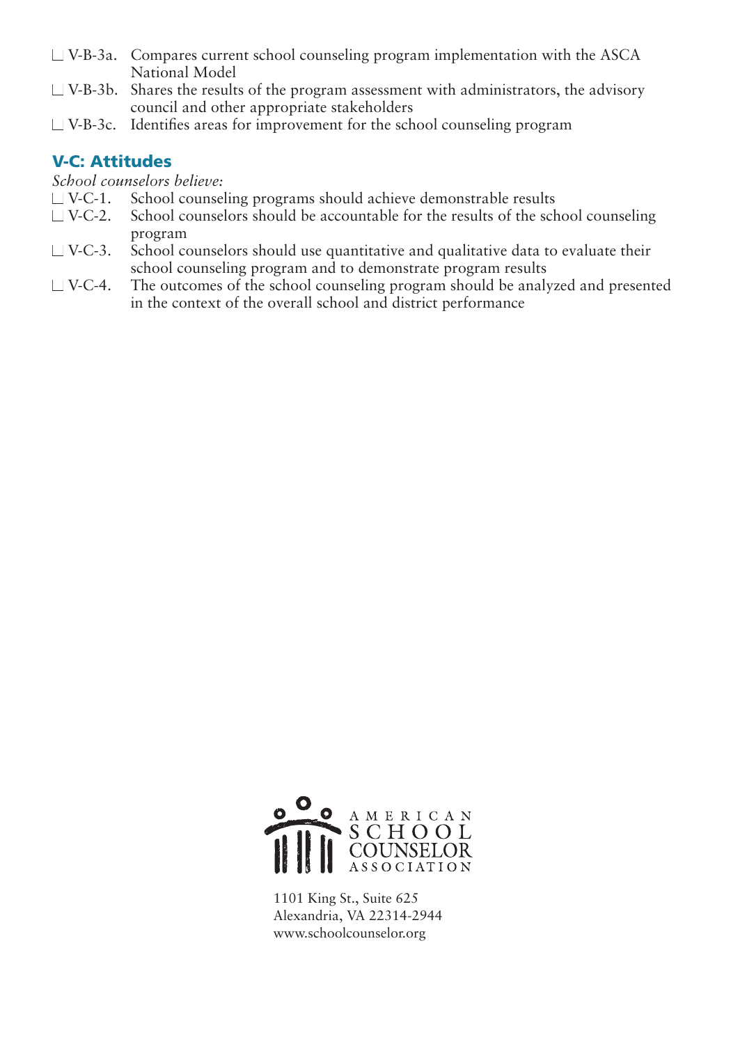- ☐ V-B-3a. Compares current school counseling program implementation with the ASCA National Model
- ☐ V-B-3b. Shares the results of the program assessment with administrators, the advisory council and other appropriate stakeholders
- ☐ V-B-3c. Identifies areas for improvement for the school counseling program

## V-C: Attitudes

*School counselors believe:*

- ☐ V-C-1. School counseling programs should achieve demonstrable results
- ☐ V-C-2. School counselors should be accountable for the results of the school counseling program
- ☐ V-C-3. School counselors should use quantitative and qualitative data to evaluate their school counseling program and to demonstrate program results
- ☐ V-C-4. The outcomes of the school counseling program should be analyzed and presented in the context of the overall school and district performance

AMERICAN SCHOOL COUNSELOR ASSOCIATION

1101 King St., Suite 625
Alexandria, VA 22314-2944
www.schoolcounselor.org